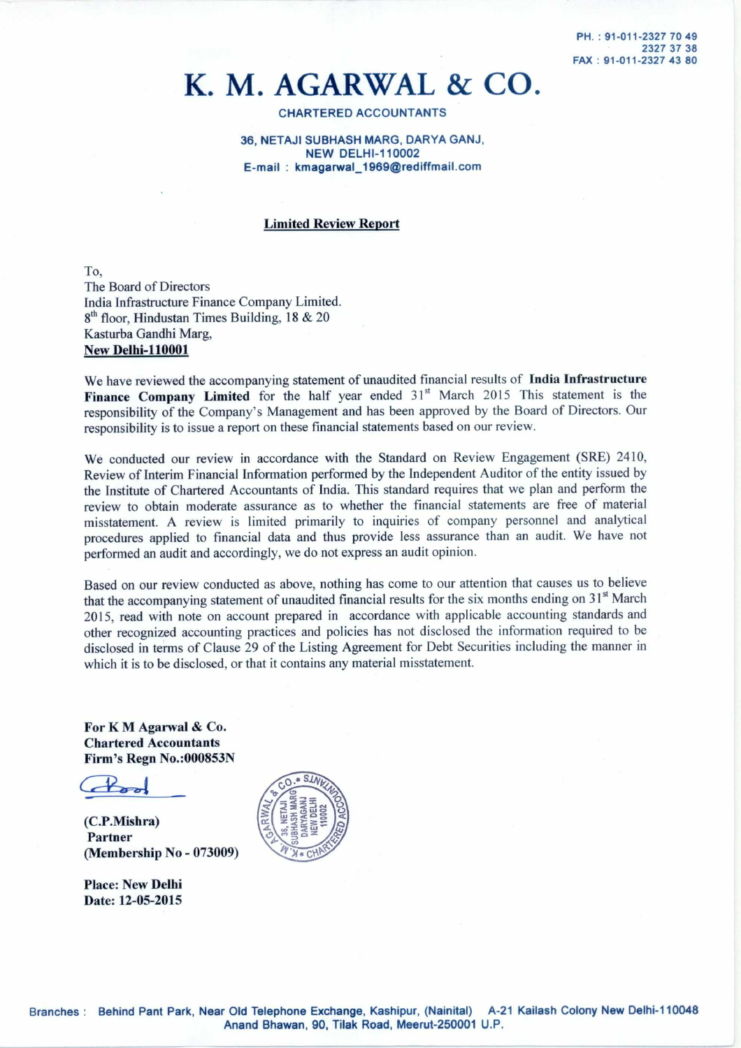PH. : 91-011-2327 70 49
2327 37 38
FAX : 91-011-2327 43 80

# K. M. AGARWAL & CO.

CHARTERED ACCOUNTANTS

36, NETAJI SUBHASH MARG, DARYA GANJ,
NEW DELHI-110002
E-mail : kmagarwal_1969@rediffmail.com

## Limited Review Report

To,
The Board of Directors
India Infrastructure Finance Company Limited.
8th floor, Hindustan Times Building, 18 & 20
Kasturba Gandhi Marg,
**New Delhi-110001**

We have reviewed the accompanying statement of unaudited financial results of **India Infrastructure Finance Company Limited** for the half year ended 31st March 2015 This statement is the responsibility of the Company's Management and has been approved by the Board of Directors. Our responsibility is to issue a report on these financial statements based on our review.

We conducted our review in accordance with the Standard on Review Engagement (SRE) 2410, Review of Interim Financial Information performed by the Independent Auditor of the entity issued by the Institute of Chartered Accountants of India. This standard requires that we plan and perform the review to obtain moderate assurance as to whether the financial statements are free of material misstatement. A review is limited primarily to inquiries of company personnel and analytical procedures applied to financial data and thus provide less assurance than an audit. We have not performed an audit and accordingly, we do not express an audit opinion.

Based on our review conducted as above, nothing has come to our attention that causes us to believe that the accompanying statement of unaudited financial results for the six months ending on 31st March 2015, read with note on account prepared in accordance with applicable accounting standards and other recognized accounting practices and policies has not disclosed the information required to be disclosed in terms of Clause 29 of the Listing Agreement for Debt Securities including the manner in which it is to be disclosed, or that it contains any material misstatement.

**For K M Agarwal & Co.**
**Chartered Accountants**
**Firm's Regn No.:000853N**

**(C.P.Mishra)**
**Partner**
**(Membership No - 073009)**

**Place: New Delhi**
**Date: 12-05-2015**

Branches : Behind Pant Park, Near Old Telephone Exchange, Kashipur, (Nainital) A-21 Kailash Colony New Delhi-110048
Anand Bhawan, 90, Tilak Road, Meerut-250001 U.P.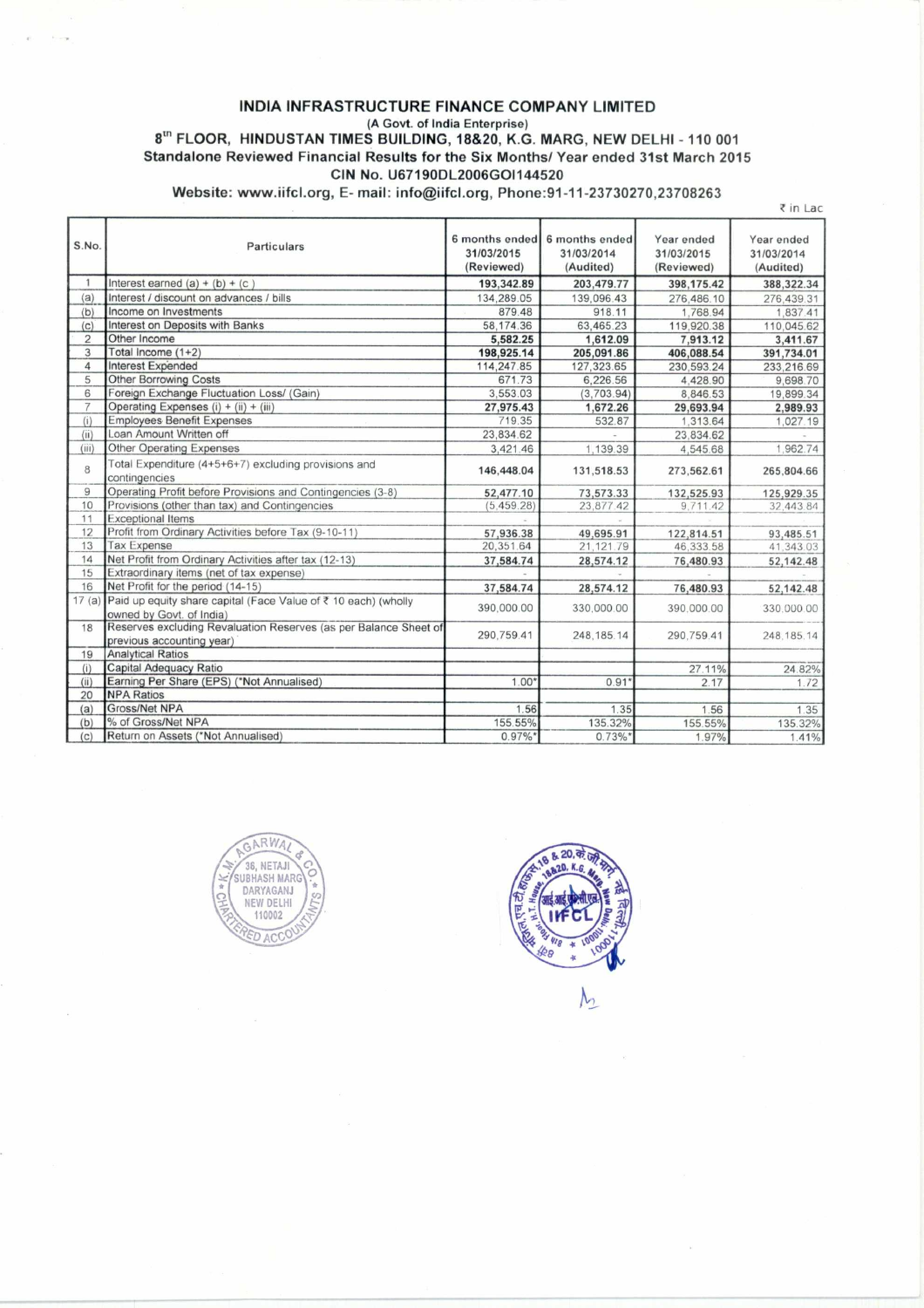# INDIA INFRASTRUCTURE FINANCE COMPANY LIMITED

**(A Govt. of India Enterprise)**

**8th FLOOR, HINDUSTAN TIMES BUILDING, 18&20, K.G. MARG, NEW DELHI - 110 001**

**Standalone Reviewed Financial Results for the Six Months/ Year ended 31st March 2015**

**CIN No. U67190DL2006GOI144520**

**Website: www.iifcl.org, E- mail: info@iifcl.org, Phone:91-11-23730270,23708263**

₹ in Lac

| S.No. | Particulars | 6 months ended 31/03/2015 (Reviewed) | 6 months ended 31/03/2014 (Audited) | Year ended 31/03/2015 (Reviewed) | Year ended 31/03/2014 (Audited) |
|---|---|---|---|---|---|
| 1 | Interest earned (a) + (b) + (c) | **193,342.89** | **203,479.77** | **398,175.42** | **388,322.34** |
| (a) | Interest / discount on advances / bills | 134,289.05 | 139,096.43 | 276,486.10 | 276,439.31 |
| (b) | Income on Investments | 879.48 | 918.11 | 1,768.94 | 1,837.41 |
| (c) | Interest on Deposits with Banks | 58,174.36 | 63,465.23 | 119,920.38 | 110,045.62 |
| 2 | Other Income | **5,582.25** | **1,612.09** | **7,913.12** | **3,411.67** |
| 3 | Total Income (1+2) | **198,925.14** | **205,091.86** | **406,088.54** | **391,734.01** |
| 4 | Interest Expended | 114,247.85 | 127,323.65 | 230,593.24 | 233,216.69 |
| 5 | Other Borrowing Costs | 671.73 | 6,226.56 | 4,428.90 | 9,698.70 |
| 6 | Foreign Exchange Fluctuation Loss/ (Gain) | 3,553.03 | (3,703.94) | 8,846.53 | 19,899.34 |
| 7 | Operating Expenses (i) + (ii) + (iii) | **27,975.43** | **1,672.26** | **29,693.94** | **2,989.93** |
| (i) | Employees Benefit Expenses | 719.35 | 532.87 | 1,313.64 | 1,027.19 |
| (ii) | Loan Amount Written off | 23,834.62 | - | 23,834.62 | - |
| (iii) | Other Operating Expenses | 3,421.46 | 1,139.39 | 4,545.68 | 1,962.74 |
| 8 | Total Expenditure (4+5+6+7) excluding provisions and contingencies | 146,448.04 | 131,518.53 | 273,562.61 | 265,804.66 |
| 9 | Operating Profit before Provisions and Contingencies (3-8) | **52,477.10** | **73,573.33** | **132,525.93** | **125,929.35** |
| 10 | Provisions (other than tax) and Contingencies | (5,459.28) | 23,877.42 | 9,711.42 | 32,443.84 |
| 11 | Exceptional Items | - | - | - | - |
| 12 | Profit from Ordinary Activities before Tax (9-10-11) | 57,936.38 | 49,695.91 | 122,814.51 | 93,485.51 |
| 13 | Tax Expense | 20,351.64 | 21,121.79 | 46,333.58 | 41,343.03 |
| 14 | Net Profit from Ordinary Activities after tax (12-13) | **37,584.74** | **28,574.12** | **76,480.93** | **52,142.48** |
| 15 | Extraordinary items (net of tax expense) | - | - | - | - |
| 16 | Net Profit for the period (14-15) | **37,584.74** | **28,574.12** | **76,480.93** | **52,142.48** |
| 17 (a) | Paid up equity share capital (Face Value of ₹ 10 each) (wholly owned by Govt. of India) | 390,000.00 | 330,000.00 | 390,000.00 | 330,000.00 |
| 18 | Reserves excluding Revaluation Reserves (as per Balance Sheet of previous accounting year) | 290,759.41 | 248,185.14 | 290,759.41 | 248,185.14 |
| 19 | Analytical Ratios | | | | |
| (i) | Capital Adequacy Ratio | | | 27.11% | 24.82% |
| (ii) | Earning Per Share (EPS) (*Not Annualised) | 1.00* | 0.91* | 2.17 | 1.72 |
| 20 | NPA Ratios | | | | |
| (a) | Gross/Net NPA | 1.56 | 1.35 | 1.56 | 1.35 |
| (b) | % of Gross/Net NPA | 155.55% | 135.32% | 155.55% | 135.32% |
| (c) | Return on Assets (*Not Annualised) | 0.97%* | 0.73%* | 1.97% | 1.41% |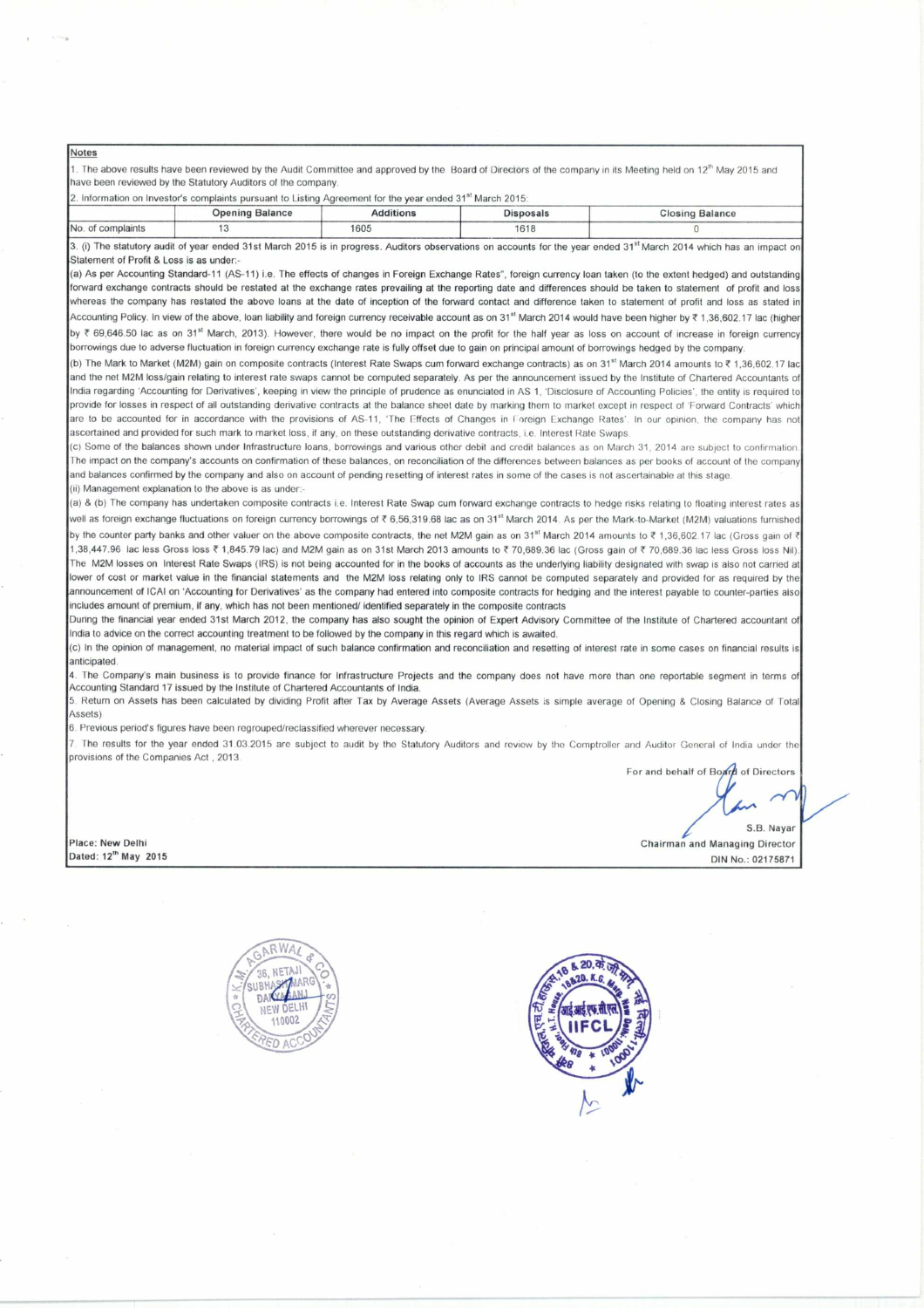**Notes**

1. The above results have been reviewed by the Audit Committee and approved by the Board of Directors of the company in its Meeting held on 12th May 2015 and have been reviewed by the Statutory Auditors of the company.

2. Information on Investor's complaints pursuant to Listing Agreement for the year ended 31st March 2015:

| | Opening Balance | Additions | Disposals | Closing Balance |
|---|---|---|---|---|
| No. of complaints | 13 | 1605 | 1618 | 0 |

3. (i) The statutory audit of year ended 31st March 2015 is in progress. Auditors observations on accounts for the year ended 31st March 2014 which has an impact on Statement of Profit & Loss is as under:-

(a) As per Accounting Standard-11 (AS-11) i.e. The effects of changes in Foreign Exchange Rates", foreign currency loan taken (to the extent hedged) and outstanding forward exchange contracts should be restated at the exchange rates prevailing at the reporting date and differences should be taken to statement of profit and loss whereas the company has restated the above loans at the date of inception of the forward contact and difference taken to statement of profit and loss as stated in Accounting Policy. In view of the above, loan liability and foreign currency receivable account as on 31st March 2014 would have been higher by ₹ 1,36,602.17 lac (higher by ₹ 69,646.50 lac as on 31st March, 2013). However, there would be no impact on the profit for the half year as loss on account of increase in foreign currency borrowings due to adverse fluctuation in foreign currency exchange rate is fully offset due to gain on principal amount of borrowings hedged by the company.

(b) The Mark to Market (M2M) gain on composite contracts (Interest Rate Swaps cum forward exchange contracts) as on 31st March 2014 amounts to ₹ 1,36,602.17 lac and the net M2M loss/gain relating to interest rate swaps cannot be computed separately. As per the announcement issued by the Institute of Chartered Accountants of India regarding 'Accounting for Derivatives', keeping in view the principle of prudence as enunciated in AS 1, 'Disclosure of Accounting Policies', the entity is required to provide for losses in respect of all outstanding derivative contracts at the balance sheet date by marking them to market except in respect of 'Forward Contracts' which are to be accounted for in accordance with the provisions of AS-11, 'The Effects of Changes in Foreign Exchange Rates'. In our opinion, the company has not ascertained and provided for such mark to market loss, if any, on these outstanding derivative contracts, i.e. Interest Rate Swaps.

(c) Some of the balances shown under Infrastructure loans, borrowings and various other debit and credit balances as on March 31, 2014 are subject to confirmation. The impact on the company's accounts on confirmation of these balances, on reconciliation of the differences between balances as per books of account of the company and balances confirmed by the company and also on account of pending resetting of interest rates in some of the cases is not ascertainable at this stage.

(ii) Management explanation to the above is as under:-

(a) & (b) The company has undertaken composite contracts i.e. Interest Rate Swap cum forward exchange contracts to hedge risks relating to floating interest rates as well as foreign exchange fluctuations on foreign currency borrowings of ₹ 6,56,319.68 lac as on 31st March 2014. As per the Mark-to-Market (M2M) valuations furnished by the counter party banks and other valuer on the above composite contracts, the net M2M gain as on 31st March 2014 amounts to ₹ 1,36,602.17 lac (Gross gain of ₹ 1,38,447.96 lac less Gross loss ₹ 1,845.79 lac) and M2M gain as on 31st March 2013 amounts to ₹ 70,689.36 lac (Gross gain of ₹ 70,689.36 lac less Gross loss Nil). The M2M losses on Interest Rate Swaps (IRS) is not being accounted for in the books of accounts as the underlying liability designated with swap is also not carried at lower of cost or market value in the financial statements and the M2M loss relating only to IRS cannot be computed separately and provided for as required by the announcement of ICAI on 'Accounting for Derivatives' as the company had entered into composite contracts for hedging and the interest payable to counter-parties also includes amount of premium, if any, which has not been mentioned/ identified separately in the composite contracts

During the financial year ended 31st March 2012, the company has also sought the opinion of Expert Advisory Committee of the Institute of Chartered accountant of India to advice on the correct accounting treatment to be followed by the company in this regard which is awaited.

(c) In the opinion of management, no material impact of such balance confirmation and reconciliation and resetting of interest rate in some cases on financial results is anticipated.

4. The Company's main business is to provide finance for Infrastructure Projects and the company does not have more than one reportable segment in terms of Accounting Standard 17 issued by the Institute of Chartered Accountants of India.

5. Return on Assets has been calculated by dividing Profit after Tax by Average Assets (Average Assets is simple average of Opening & Closing Balance of Total Assets)

6. Previous period's figures have been regrouped/reclassified wherever necessary.

7. The results for the year ended 31.03.2015 are subject to audit by the Statutory Auditors and review by the Comptroller and Auditor General of India under the provisions of the Companies Act, 2013.

For and behalf of Board of Directors

S.B. Nayar
Chairman and Managing Director
DIN No.: 02175871

Place: New Delhi
Dated: 12th May 2015